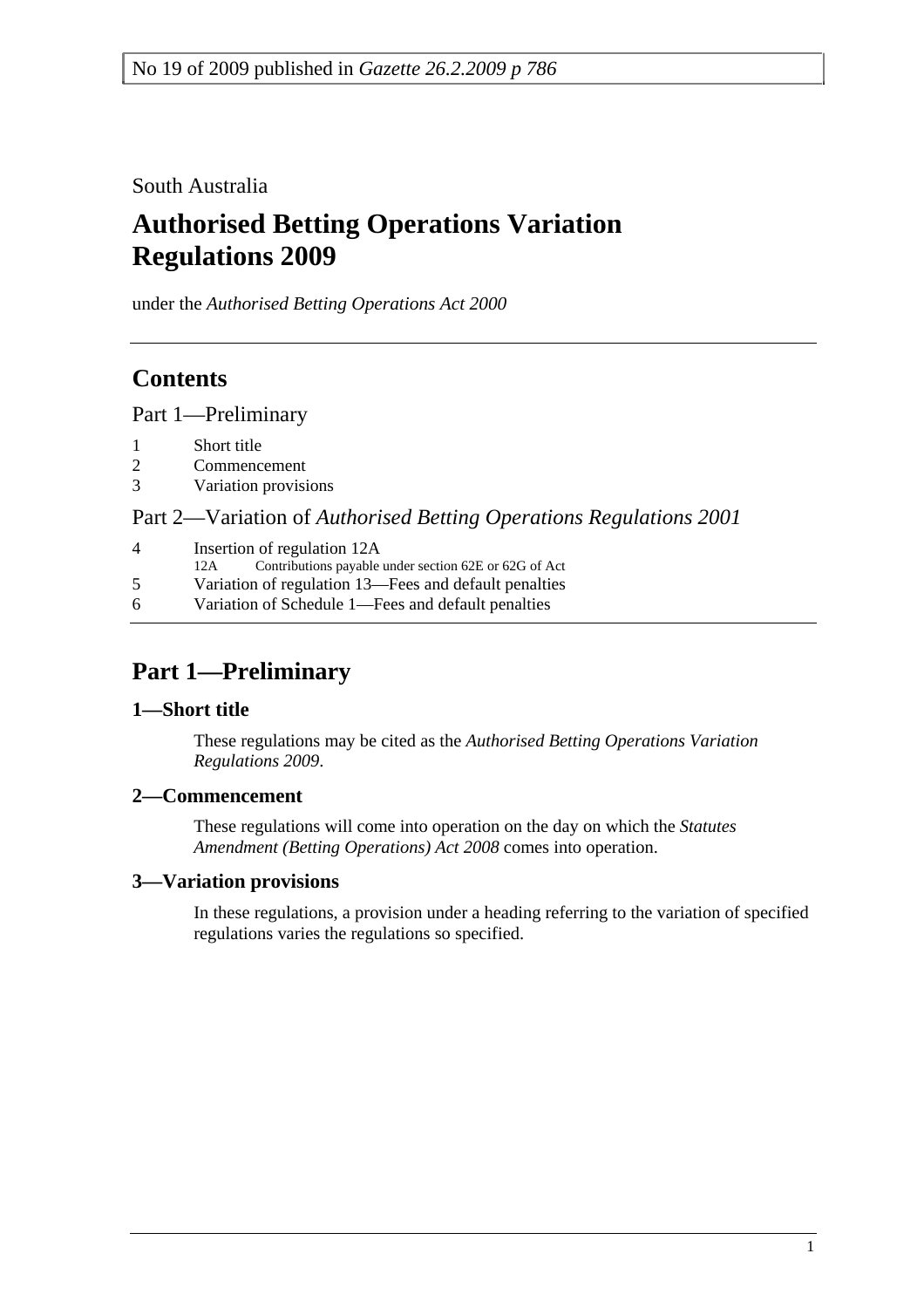No 19 of 2009 published in *Gazette 26.2.2009 p 786*

South Australia

# Authorised Betting Operations Variation Regulations 2009

under the *Authorised Betting Operations Act 2000*

## Contents

Part 1—Preliminary

1 Short title
2 Commencement
3 Variation provisions

Part 2—Variation of *Authorised Betting Operations Regulations 2001*

4 Insertion of regulation 12A
 12A Contributions payable under section 62E or 62G of Act
5 Variation of regulation 13—Fees and default penalties
6 Variation of Schedule 1—Fees and default penalties

## Part 1—Preliminary

### 1—Short title

These regulations may be cited as the *Authorised Betting Operations Variation Regulations 2009*.

### 2—Commencement

These regulations will come into operation on the day on which the *Statutes Amendment (Betting Operations) Act 2008* comes into operation.

### 3—Variation provisions

In these regulations, a provision under a heading referring to the variation of specified regulations varies the regulations so specified.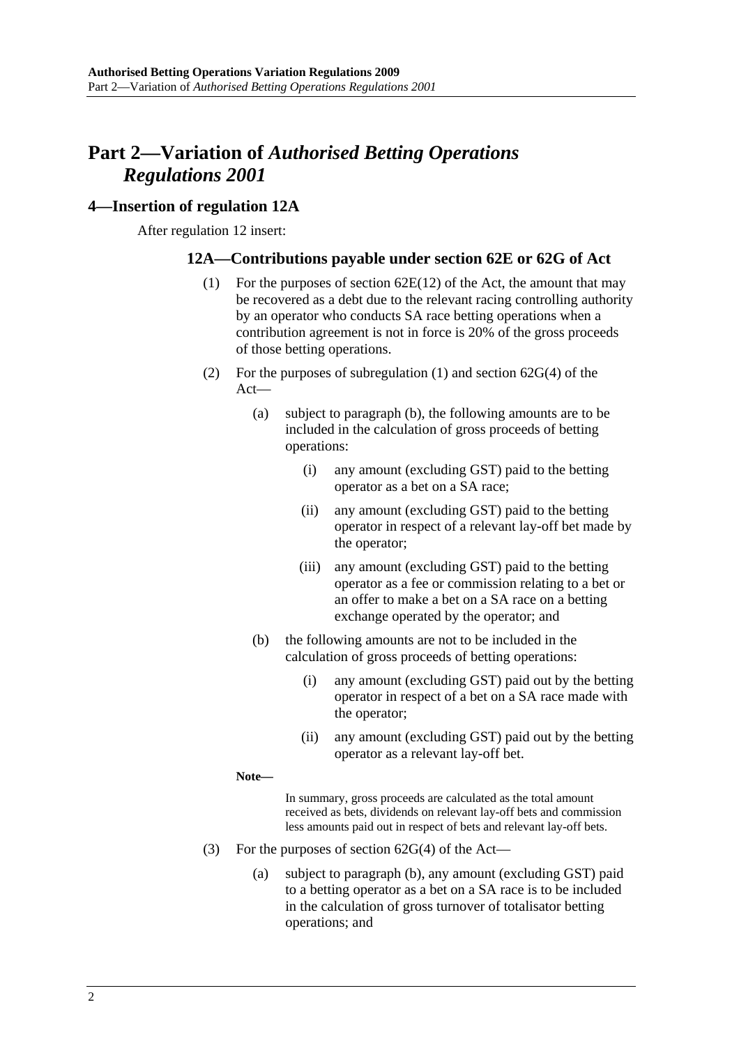# Part 2—Variation of *Authorised Betting Operations Regulations 2001*

## 4—Insertion of regulation 12A

After regulation 12 insert:

### 12A—Contributions payable under section 62E or 62G of Act

(1) For the purposes of section 62E(12) of the Act, the amount that may be recovered as a debt due to the relevant racing controlling authority by an operator who conducts SA race betting operations when a contribution agreement is not in force is 20% of the gross proceeds of those betting operations.

(2) For the purposes of subregulation (1) and section 62G(4) of the Act—

- (a) subject to paragraph (b), the following amounts are to be included in the calculation of gross proceeds of betting operations:
  - (i) any amount (excluding GST) paid to the betting operator as a bet on a SA race;
  - (ii) any amount (excluding GST) paid to the betting operator in respect of a relevant lay-off bet made by the operator;
  - (iii) any amount (excluding GST) paid to the betting operator as a fee or commission relating to a bet or an offer to make a bet on a SA race on a betting exchange operated by the operator; and
- (b) the following amounts are not to be included in the calculation of gross proceeds of betting operations:
  - (i) any amount (excluding GST) paid out by the betting operator in respect of a bet on a SA race made with the operator;
  - (ii) any amount (excluding GST) paid out by the betting operator as a relevant lay-off bet.

**Note—**

In summary, gross proceeds are calculated as the total amount received as bets, dividends on relevant lay-off bets and commission less amounts paid out in respect of bets and relevant lay-off bets.

(3) For the purposes of section 62G(4) of the Act—

- (a) subject to paragraph (b), any amount (excluding GST) paid to a betting operator as a bet on a SA race is to be included in the calculation of gross turnover of totalisator betting operations; and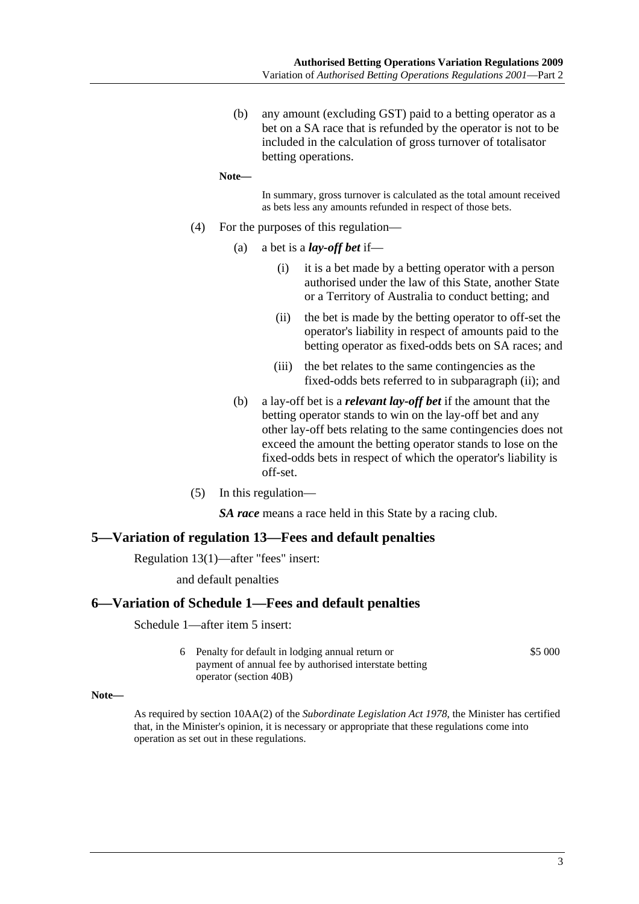(b) any amount (excluding GST) paid to a betting operator as a bet on a SA race that is refunded by the operator is not to be included in the calculation of gross turnover of totalisator betting operations.

**Note—**

In summary, gross turnover is calculated as the total amount received as bets less any amounts refunded in respect of those bets.

(4) For the purposes of this regulation—

(a) a bet is a ***lay-off bet*** if—

(i) it is a bet made by a betting operator with a person authorised under the law of this State, another State or a Territory of Australia to conduct betting; and

(ii) the bet is made by the betting operator to off-set the operator's liability in respect of amounts paid to the betting operator as fixed-odds bets on SA races; and

(iii) the bet relates to the same contingencies as the fixed-odds bets referred to in subparagraph (ii); and

(b) a lay-off bet is a ***relevant lay-off bet*** if the amount that the betting operator stands to win on the lay-off bet and any other lay-off bets relating to the same contingencies does not exceed the amount the betting operator stands to lose on the fixed-odds bets in respect of which the operator's liability is off-set.

(5) In this regulation—

***SA race*** means a race held in this State by a racing club.

## 5—Variation of regulation 13—Fees and default penalties

Regulation 13(1)—after "fees" insert:

and default penalties

## 6—Variation of Schedule 1—Fees and default penalties

Schedule 1—after item 5 insert:

| | | |
|---|---|---|
| 6 | Penalty for default in lodging annual return or payment of annual fee by authorised interstate betting operator (section 40B) | \$5 000 |

**Note—**

As required by section 10AA(2) of the *Subordinate Legislation Act 1978*, the Minister has certified that, in the Minister's opinion, it is necessary or appropriate that these regulations come into operation as set out in these regulations.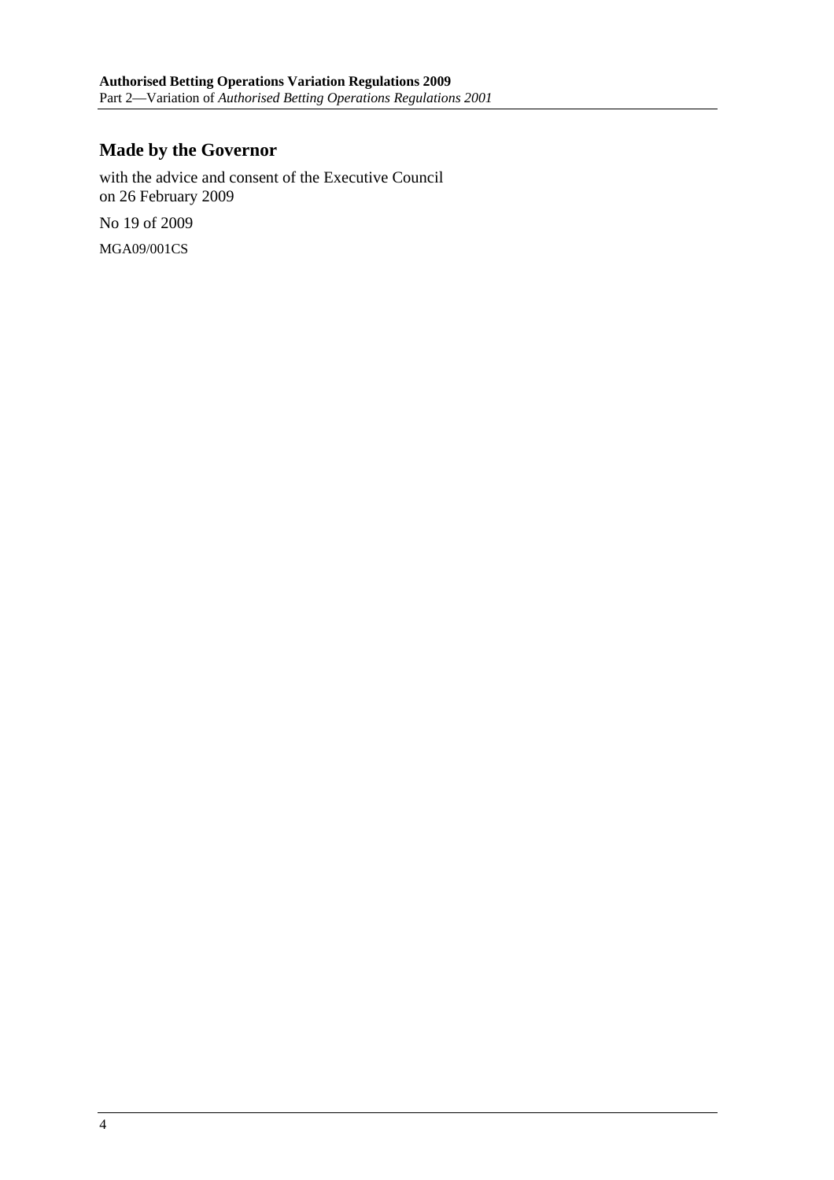## Made by the Governor

with the advice and consent of the Executive Council
on 26 February 2009

No 19 of 2009

MGA09/001CS